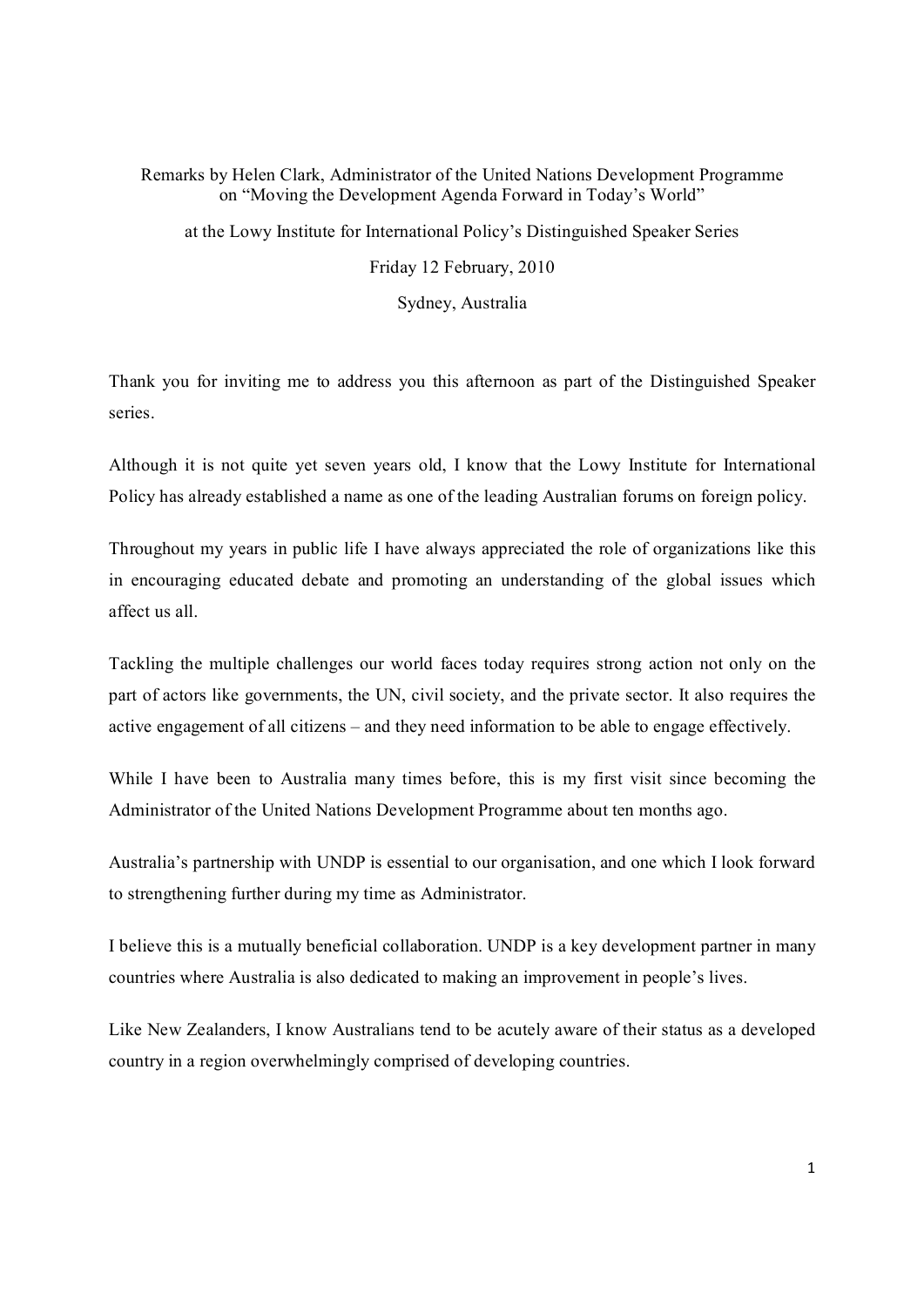Remarks by Helen Clark, Administrator of the United Nations Development Programme on "Moving the Development Agenda Forward in Today's World"

at the Lowy Institute for International Policy's Distinguished Speaker Series

Friday 12 February, 2010

Sydney, Australia

Thank you for inviting me to address you this afternoon as part of the Distinguished Speaker series.

Although it is not quite yet seven years old, I know that the Lowy Institute for International Policy has already established a name as one of the leading Australian forums on foreign policy.

Throughout my years in public life I have always appreciated the role of organizations like this in encouraging educated debate and promoting an understanding of the global issues which affect us all.

Tackling the multiple challenges our world faces today requires strong action not only on the part of actors like governments, the UN, civil society, and the private sector. It also requires the active engagement of all citizens – and they need information to be able to engage effectively.

While I have been to Australia many times before, this is my first visit since becoming the Administrator of the United Nations Development Programme about ten months ago.

Australia's partnership with UNDP is essential to our organisation, and one which I look forward to strengthening further during my time as Administrator.

I believe this is a mutually beneficial collaboration. UNDP is a key development partner in many countries where Australia is also dedicated to making an improvement in people's lives.

Like New Zealanders, I know Australians tend to be acutely aware of their status as a developed country in a region overwhelmingly comprised of developing countries.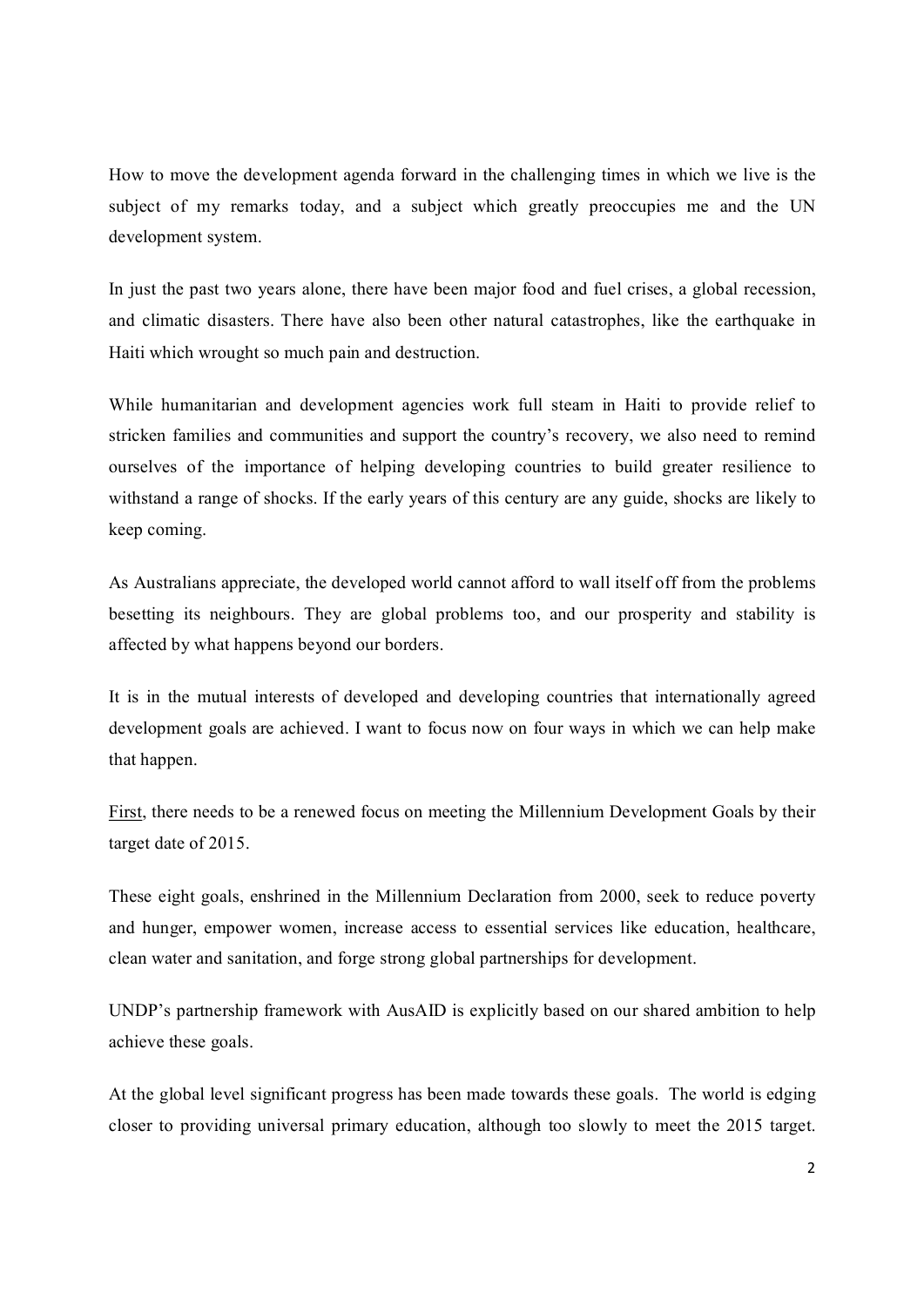How to move the development agenda forward in the challenging times in which we live is the subject of my remarks today, and a subject which greatly preoccupies me and the UN development system.

In just the past two years alone, there have been major food and fuel crises, a global recession, and climatic disasters. There have also been other natural catastrophes, like the earthquake in Haiti which wrought so much pain and destruction.

While humanitarian and development agencies work full steam in Haiti to provide relief to stricken families and communities and support the country's recovery, we also need to remind ourselves of the importance of helping developing countries to build greater resilience to withstand a range of shocks. If the early years of this century are any guide, shocks are likely to keep coming.

As Australians appreciate, the developed world cannot afford to wall itself off from the problems besetting its neighbours. They are global problems too, and our prosperity and stability is affected by what happens beyond our borders.

It is in the mutual interests of developed and developing countries that internationally agreed development goals are achieved. I want to focus now on four ways in which we can help make that happen.

<u>First</u>, there needs to be a renewed focus on meeting the Millennium Development Goals by their target date of 2015.

These eight goals, enshrined in the Millennium Declaration from 2000, seek to reduce poverty and hunger, empower women, increase access to essential services like education, healthcare, clean water and sanitation, and forge strong global partnerships for development.

UNDP's partnership framework with AusAID is explicitly based on our shared ambition to help achieve these goals.

At the global level significant progress has been made towards these goals. The world is edging closer to providing universal primary education, although too slowly to meet the 2015 target.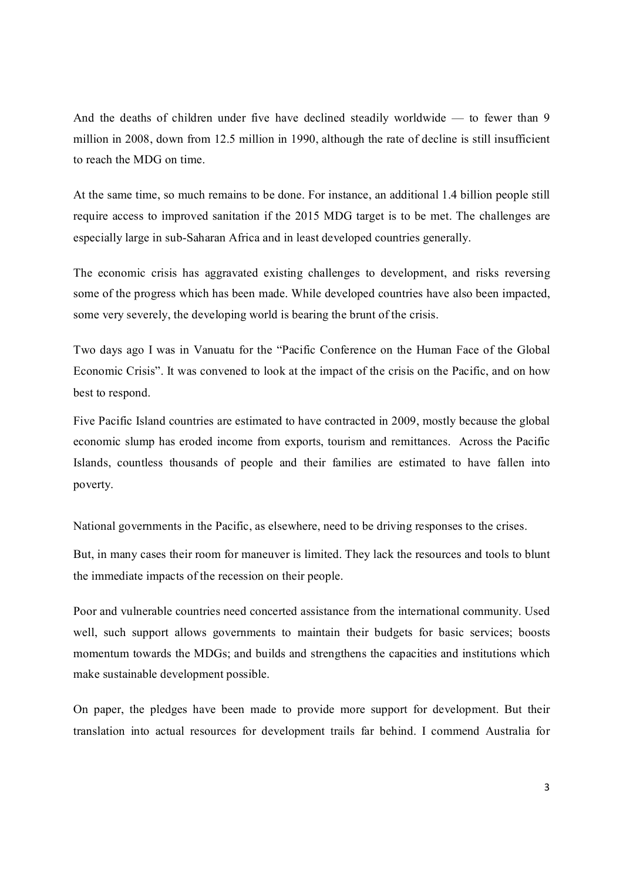And the deaths of children under five have declined steadily worldwide — to fewer than 9 million in 2008, down from 12.5 million in 1990, although the rate of decline is still insufficient to reach the MDG on time.

At the same time, so much remains to be done. For instance, an additional 1.4 billion people still require access to improved sanitation if the 2015 MDG target is to be met. The challenges are especially large in sub-Saharan Africa and in least developed countries generally.

The economic crisis has aggravated existing challenges to development, and risks reversing some of the progress which has been made. While developed countries have also been impacted, some very severely, the developing world is bearing the brunt of the crisis.

Two days ago I was in Vanuatu for the "Pacific Conference on the Human Face of the Global Economic Crisis". It was convened to look at the impact of the crisis on the Pacific, and on how best to respond.

Five Pacific Island countries are estimated to have contracted in 2009, mostly because the global economic slump has eroded income from exports, tourism and remittances. Across the Pacific Islands, countless thousands of people and their families are estimated to have fallen into poverty.

National governments in the Pacific, as elsewhere, need to be driving responses to the crises.

But, in many cases their room for maneuver is limited. They lack the resources and tools to blunt the immediate impacts of the recession on their people.

Poor and vulnerable countries need concerted assistance from the international community. Used well, such support allows governments to maintain their budgets for basic services; boosts momentum towards the MDGs; and builds and strengthens the capacities and institutions which make sustainable development possible.

On paper, the pledges have been made to provide more support for development. But their translation into actual resources for development trails far behind. I commend Australia for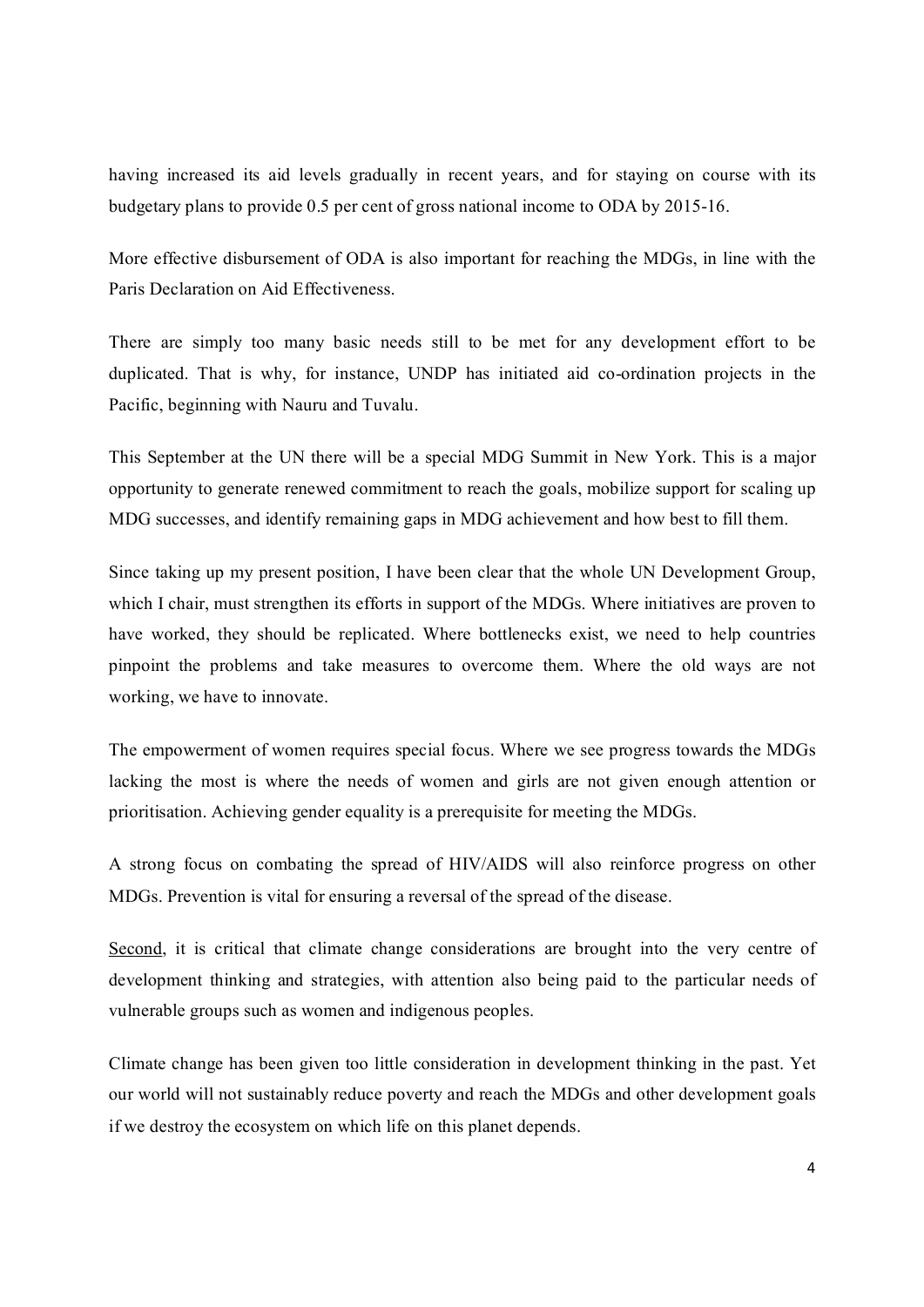having increased its aid levels gradually in recent years, and for staying on course with its budgetary plans to provide 0.5 per cent of gross national income to ODA by 2015-16.

More effective disbursement of ODA is also important for reaching the MDGs, in line with the Paris Declaration on Aid Effectiveness.

There are simply too many basic needs still to be met for any development effort to be duplicated. That is why, for instance, UNDP has initiated aid co-ordination projects in the Pacific, beginning with Nauru and Tuvalu.

This September at the UN there will be a special MDG Summit in New York. This is a major opportunity to generate renewed commitment to reach the goals, mobilize support for scaling up MDG successes, and identify remaining gaps in MDG achievement and how best to fill them.

Since taking up my present position, I have been clear that the whole UN Development Group, which I chair, must strengthen its efforts in support of the MDGs. Where initiatives are proven to have worked, they should be replicated. Where bottlenecks exist, we need to help countries pinpoint the problems and take measures to overcome them. Where the old ways are not working, we have to innovate.

The empowerment of women requires special focus. Where we see progress towards the MDGs lacking the most is where the needs of women and girls are not given enough attention or prioritisation. Achieving gender equality is a prerequisite for meeting the MDGs.

A strong focus on combating the spread of HIV/AIDS will also reinforce progress on other MDGs. Prevention is vital for ensuring a reversal of the spread of the disease.

<u>Second</u>, it is critical that climate change considerations are brought into the very centre of development thinking and strategies, with attention also being paid to the particular needs of vulnerable groups such as women and indigenous peoples.

Climate change has been given too little consideration in development thinking in the past. Yet our world will not sustainably reduce poverty and reach the MDGs and other development goals if we destroy the ecosystem on which life on this planet depends.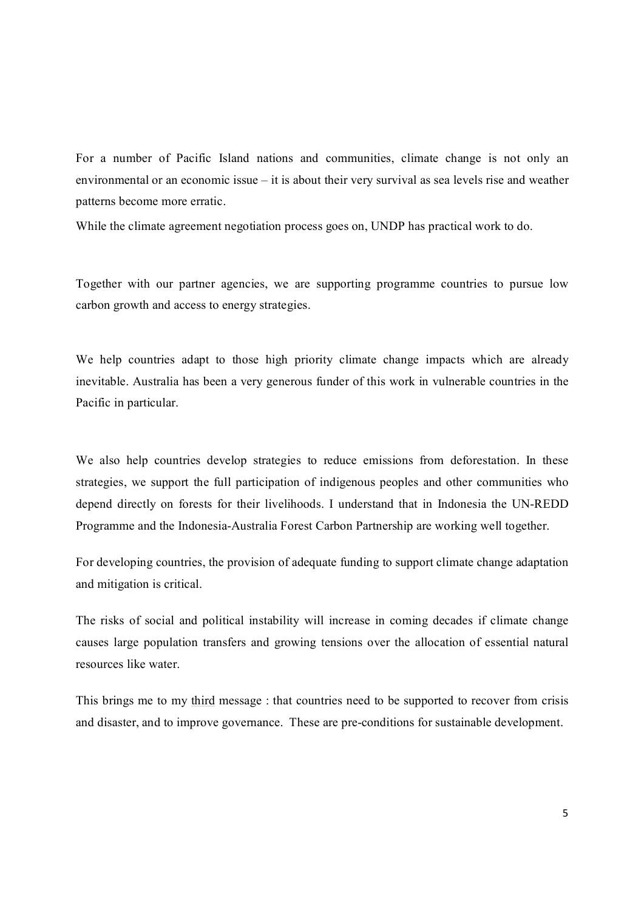For a number of Pacific Island nations and communities, climate change is not only an environmental or an economic issue – it is about their very survival as sea levels rise and weather patterns become more erratic.

While the climate agreement negotiation process goes on, UNDP has practical work to do.

Together with our partner agencies, we are supporting programme countries to pursue low carbon growth and access to energy strategies.

We help countries adapt to those high priority climate change impacts which are already inevitable. Australia has been a very generous funder of this work in vulnerable countries in the Pacific in particular.

We also help countries develop strategies to reduce emissions from deforestation. In these strategies, we support the full participation of indigenous peoples and other communities who depend directly on forests for their livelihoods. I understand that in Indonesia the UN-REDD Programme and the Indonesia-Australia Forest Carbon Partnership are working well together.

For developing countries, the provision of adequate funding to support climate change adaptation and mitigation is critical.

The risks of social and political instability will increase in coming decades if climate change causes large population transfers and growing tensions over the allocation of essential natural resources like water.

This brings me to my third message : that countries need to be supported to recover from crisis and disaster, and to improve governance. These are pre-conditions for sustainable development.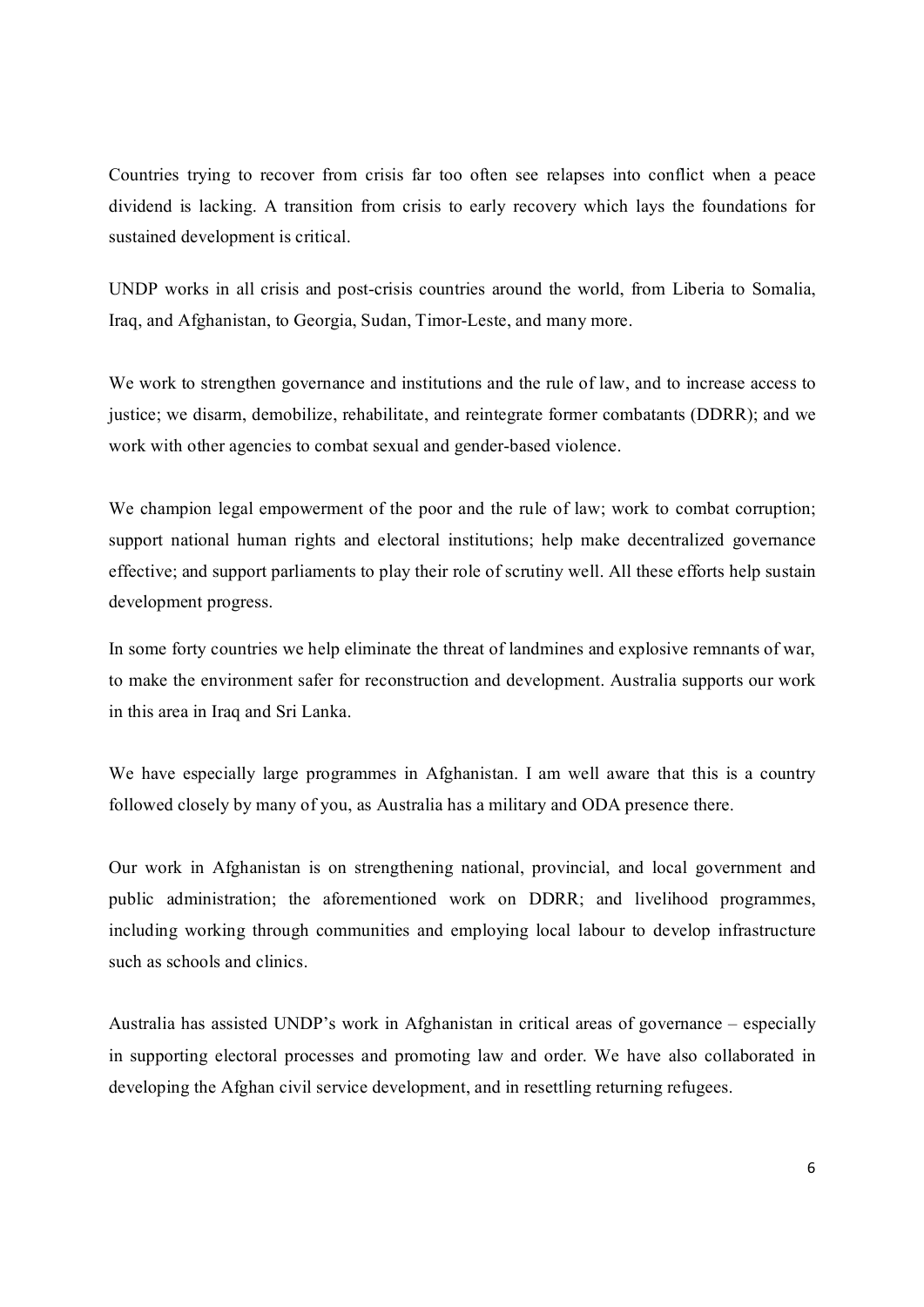Countries trying to recover from crisis far too often see relapses into conflict when a peace dividend is lacking. A transition from crisis to early recovery which lays the foundations for sustained development is critical.

UNDP works in all crisis and post-crisis countries around the world, from Liberia to Somalia, Iraq, and Afghanistan, to Georgia, Sudan, Timor-Leste, and many more.

We work to strengthen governance and institutions and the rule of law, and to increase access to justice; we disarm, demobilize, rehabilitate, and reintegrate former combatants (DDRR); and we work with other agencies to combat sexual and gender-based violence.

We champion legal empowerment of the poor and the rule of law; work to combat corruption; support national human rights and electoral institutions; help make decentralized governance effective; and support parliaments to play their role of scrutiny well. All these efforts help sustain development progress.

In some forty countries we help eliminate the threat of landmines and explosive remnants of war, to make the environment safer for reconstruction and development. Australia supports our work in this area in Iraq and Sri Lanka.

We have especially large programmes in Afghanistan. I am well aware that this is a country followed closely by many of you, as Australia has a military and ODA presence there.

Our work in Afghanistan is on strengthening national, provincial, and local government and public administration; the aforementioned work on DDRR; and livelihood programmes, including working through communities and employing local labour to develop infrastructure such as schools and clinics.

Australia has assisted UNDP's work in Afghanistan in critical areas of governance – especially in supporting electoral processes and promoting law and order. We have also collaborated in developing the Afghan civil service development, and in resettling returning refugees.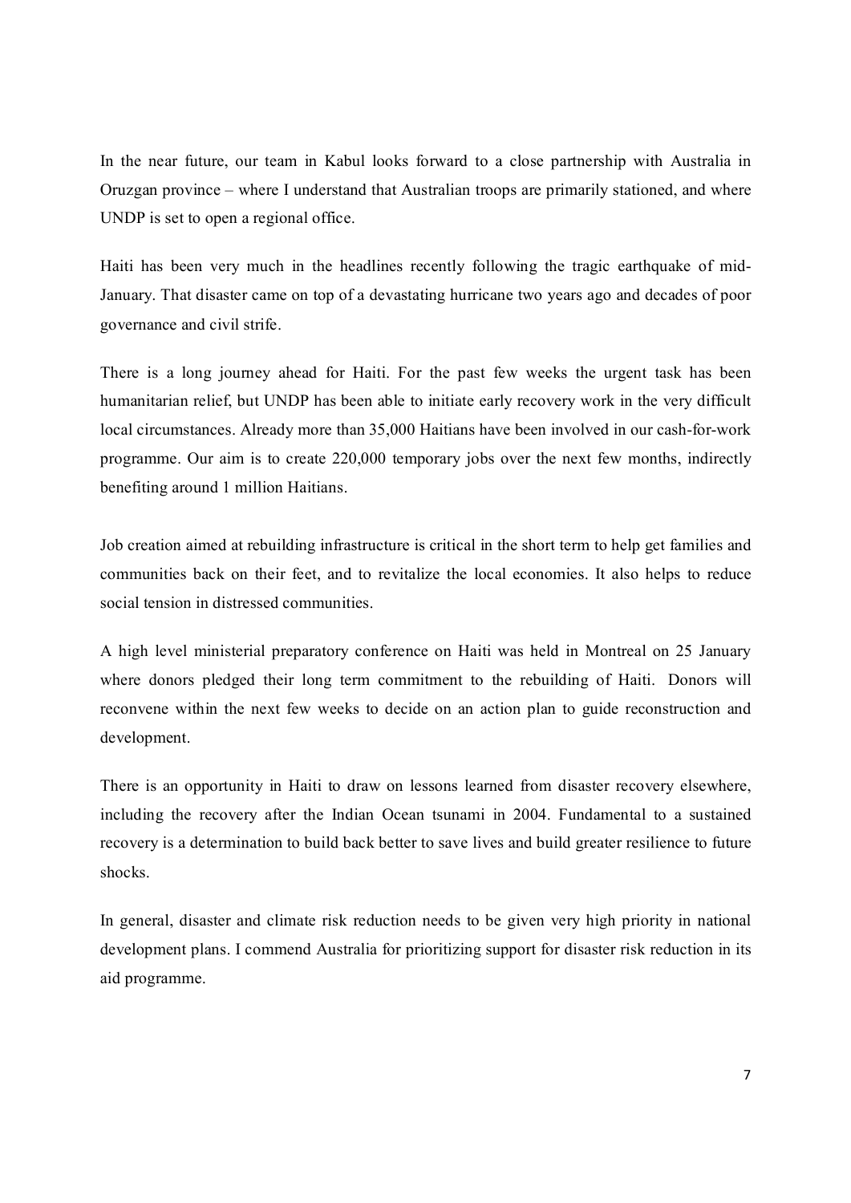In the near future, our team in Kabul looks forward to a close partnership with Australia in Oruzgan province – where I understand that Australian troops are primarily stationed, and where UNDP is set to open a regional office.

Haiti has been very much in the headlines recently following the tragic earthquake of mid-January. That disaster came on top of a devastating hurricane two years ago and decades of poor governance and civil strife.

There is a long journey ahead for Haiti. For the past few weeks the urgent task has been humanitarian relief, but UNDP has been able to initiate early recovery work in the very difficult local circumstances. Already more than 35,000 Haitians have been involved in our cash-for-work programme. Our aim is to create 220,000 temporary jobs over the next few months, indirectly benefiting around 1 million Haitians.

Job creation aimed at rebuilding infrastructure is critical in the short term to help get families and communities back on their feet, and to revitalize the local economies. It also helps to reduce social tension in distressed communities.

A high level ministerial preparatory conference on Haiti was held in Montreal on 25 January where donors pledged their long term commitment to the rebuilding of Haiti. Donors will reconvene within the next few weeks to decide on an action plan to guide reconstruction and development.

There is an opportunity in Haiti to draw on lessons learned from disaster recovery elsewhere, including the recovery after the Indian Ocean tsunami in 2004. Fundamental to a sustained recovery is a determination to build back better to save lives and build greater resilience to future shocks.

In general, disaster and climate risk reduction needs to be given very high priority in national development plans. I commend Australia for prioritizing support for disaster risk reduction in its aid programme.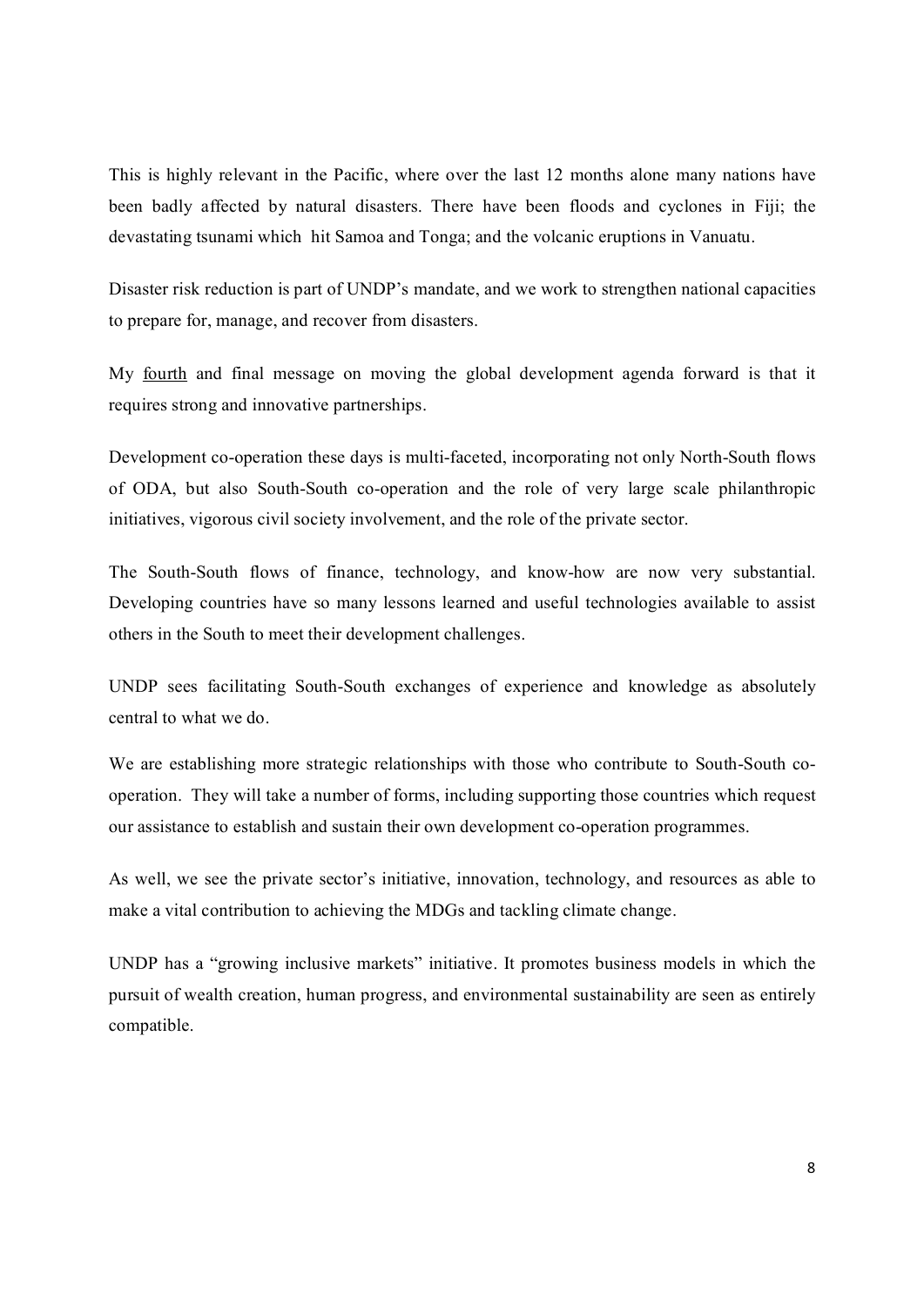This is highly relevant in the Pacific, where over the last 12 months alone many nations have been badly affected by natural disasters. There have been floods and cyclones in Fiji; the devastating tsunami which hit Samoa and Tonga; and the volcanic eruptions in Vanuatu.

Disaster risk reduction is part of UNDP's mandate, and we work to strengthen national capacities to prepare for, manage, and recover from disasters.

My <u>fourth</u> and final message on moving the global development agenda forward is that it requires strong and innovative partnerships.

Development co-operation these days is multi-faceted, incorporating not only North-South flows of ODA, but also South-South co-operation and the role of very large scale philanthropic initiatives, vigorous civil society involvement, and the role of the private sector.

The South-South flows of finance, technology, and know-how are now very substantial. Developing countries have so many lessons learned and useful technologies available to assist others in the South to meet their development challenges.

UNDP sees facilitating South-South exchanges of experience and knowledge as absolutely central to what we do.

We are establishing more strategic relationships with those who contribute to South-South co-operation. They will take a number of forms, including supporting those countries which request our assistance to establish and sustain their own development co-operation programmes.

As well, we see the private sector's initiative, innovation, technology, and resources as able to make a vital contribution to achieving the MDGs and tackling climate change.

UNDP has a "growing inclusive markets" initiative. It promotes business models in which the pursuit of wealth creation, human progress, and environmental sustainability are seen as entirely compatible.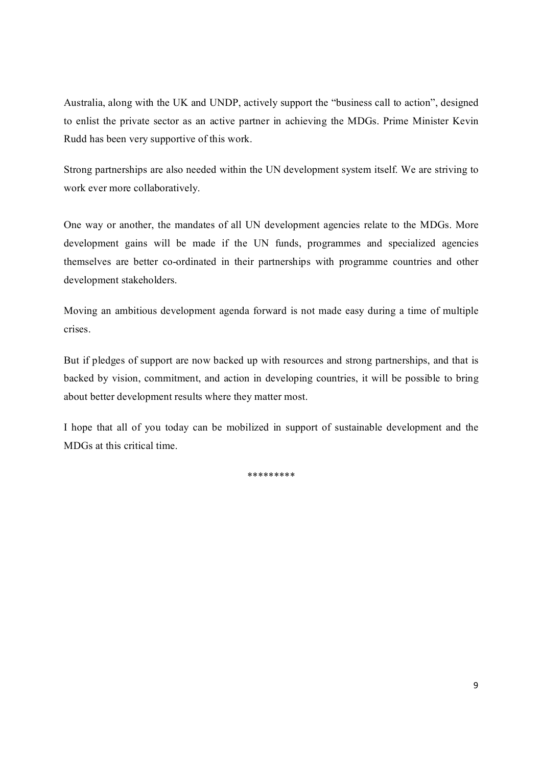Australia, along with the UK and UNDP, actively support the "business call to action", designed to enlist the private sector as an active partner in achieving the MDGs. Prime Minister Kevin Rudd has been very supportive of this work.

Strong partnerships are also needed within the UN development system itself. We are striving to work ever more collaboratively.

One way or another, the mandates of all UN development agencies relate to the MDGs. More development gains will be made if the UN funds, programmes and specialized agencies themselves are better co-ordinated in their partnerships with programme countries and other development stakeholders.

Moving an ambitious development agenda forward is not made easy during a time of multiple crises.

But if pledges of support are now backed up with resources and strong partnerships, and that is backed by vision, commitment, and action in developing countries, it will be possible to bring about better development results where they matter most.

I hope that all of you today can be mobilized in support of sustainable development and the MDGs at this critical time.

*********